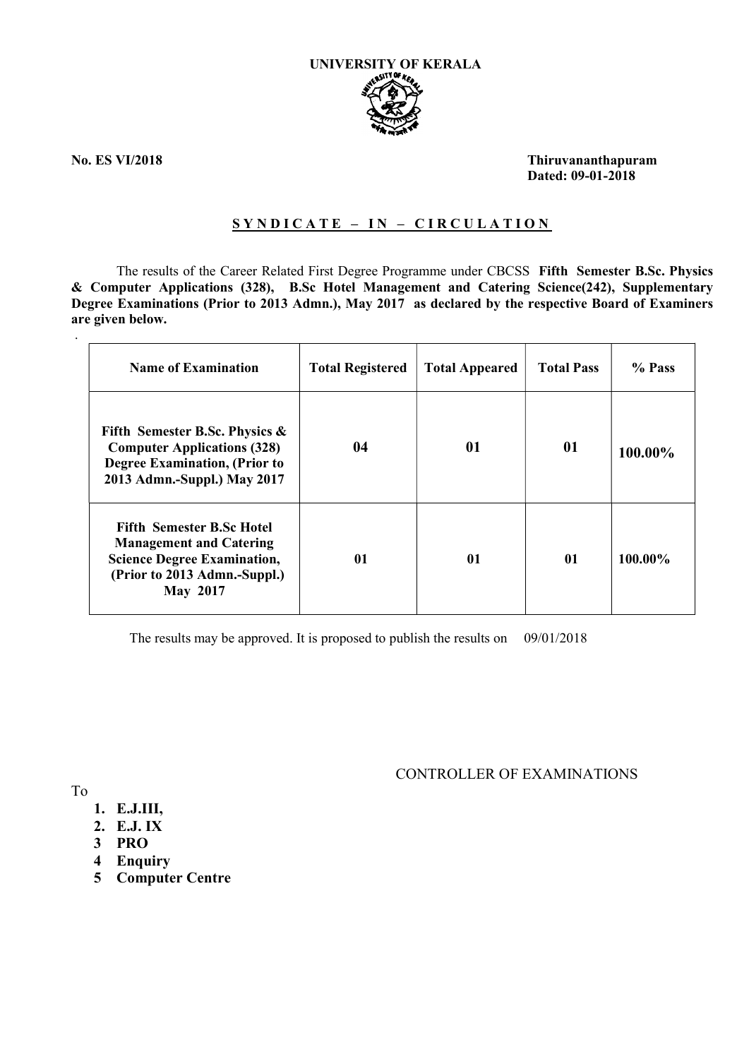**UNIVERSITY OF KERALA**

**No. ES VI/2018**

**Thiruvananthapuram**
**Dated: 09-01-2018**

## SYNDICATE – IN – CIRCULATION

The results of the Career Related First Degree Programme under CBCSS **Fifth Semester B.Sc. Physics & Computer Applications (328), B.Sc Hotel Management and Catering Science(242), Supplementary Degree Examinations (Prior to 2013 Admn.), May 2017 as declared by the respective Board of Examiners are given below.**

| Name of Examination | Total Registered | Total Appeared | Total Pass | % Pass |
|---|---|---|---|---|
| **Fifth Semester B.Sc. Physics & Computer Applications (328) Degree Examination, (Prior to 2013 Admn.-Suppl.) May 2017** | **04** | **01** | **01** | **100.00%** |
| **Fifth Semester B.Sc Hotel Management and Catering Science Degree Examination, (Prior to 2013 Admn.-Suppl.) May 2017** | **01** | **01** | **01** | **100.00%** |

The results may be approved. It is proposed to publish the results on 09/01/2018

CONTROLLER OF EXAMINATIONS

To

1. **E.J.III,**
2. **E.J. IX**
3. **PRO**
4. **Enquiry**
5. **Computer Centre**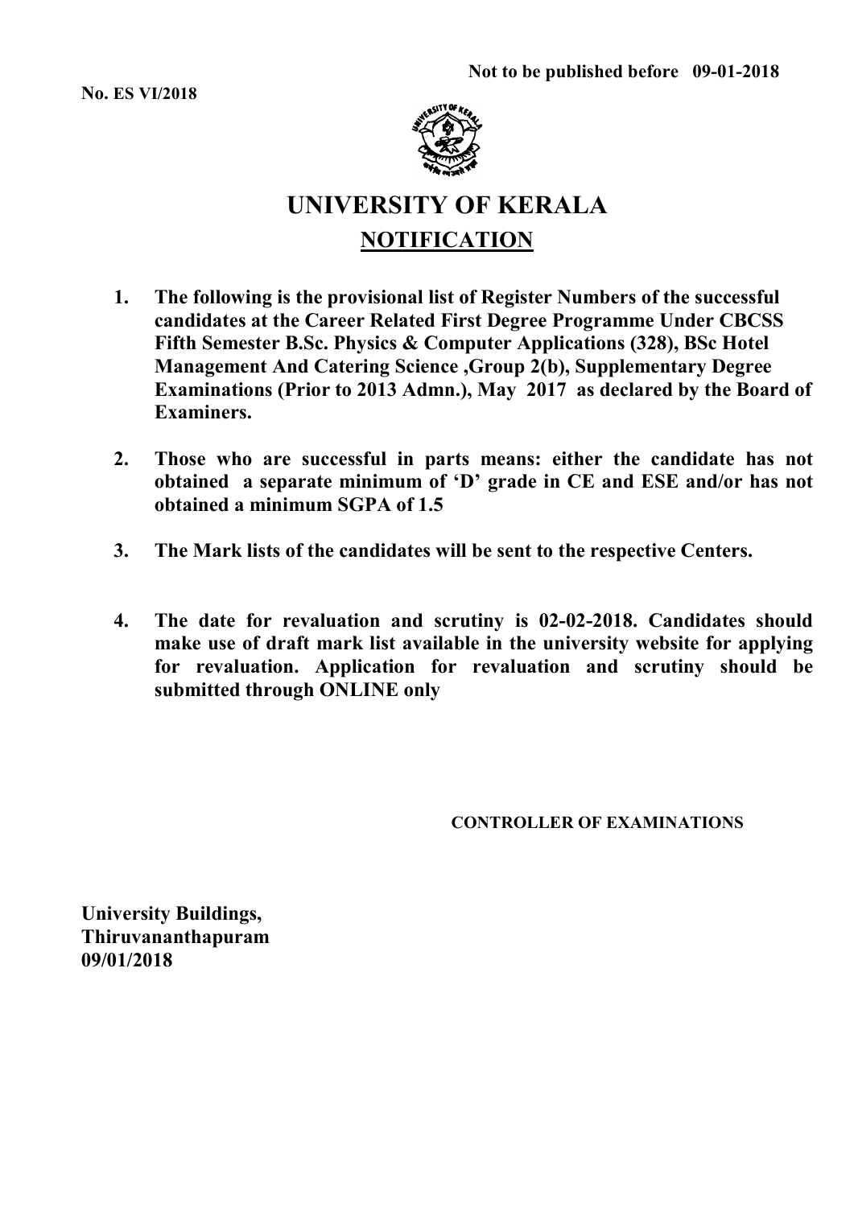**Not to be published before 09-01-2018**

**No. ES VI/2018**

# UNIVERSITY OF KERALA

## NOTIFICATION

1. **The following is the provisional list of Register Numbers of the successful candidates at the Career Related First Degree Programme Under CBCSS Fifth Semester B.Sc. Physics & Computer Applications (328), BSc Hotel Management And Catering Science ,Group 2(b), Supplementary Degree Examinations (Prior to 2013 Admn.), May 2017 as declared by the Board of Examiners.**

2. **Those who are successful in parts means: either the candidate has not obtained a separate minimum of 'D' grade in CE and ESE and/or has not obtained a minimum SGPA of 1.5**

3. **The Mark lists of the candidates will be sent to the respective Centers.**

4. **The date for revaluation and scrutiny is 02-02-2018. Candidates should make use of draft mark list available in the university website for applying for revaluation. Application for revaluation and scrutiny should be submitted through ONLINE only**

**CONTROLLER OF EXAMINATIONS**

**University Buildings,**
**Thiruvananthapuram**
**09/01/2018**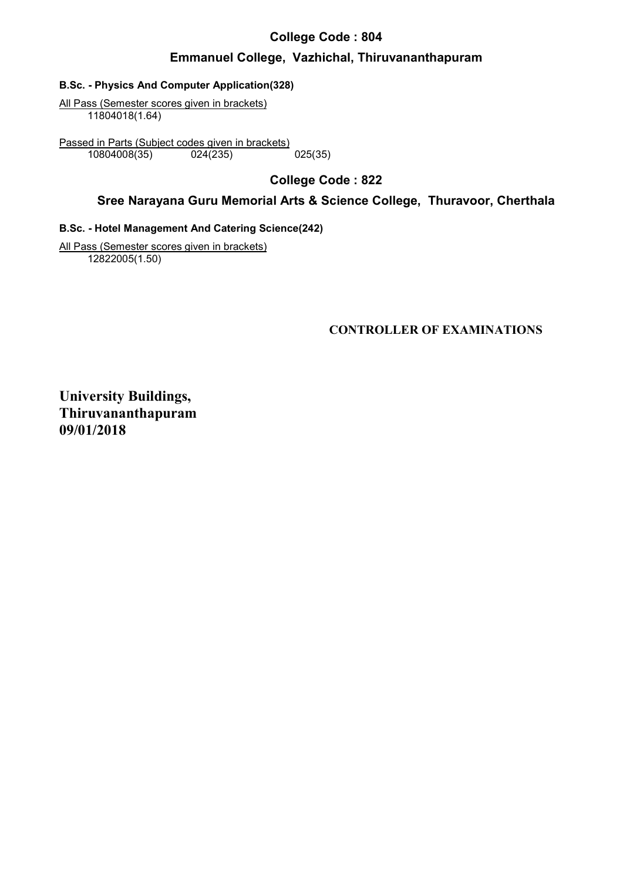## College Code : 804

## Emmanuel College, Vazhichal, Thiruvananthapuram

**B.Sc. - Physics And Computer Application(328)**

All Pass (Semester scores given in brackets)

11804018(1.64)

Passed in Parts (Subject codes given in brackets)

10804008(35) 024(235) 025(35)

## College Code : 822

## Sree Narayana Guru Memorial Arts & Science College, Thuravoor, Cherthala

**B.Sc. - Hotel Management And Catering Science(242)**

All Pass (Semester scores given in brackets)

12822005(1.50)

**CONTROLLER OF EXAMINATIONS**

**University Buildings,**
**Thiruvananthapuram**
**09/01/2018**